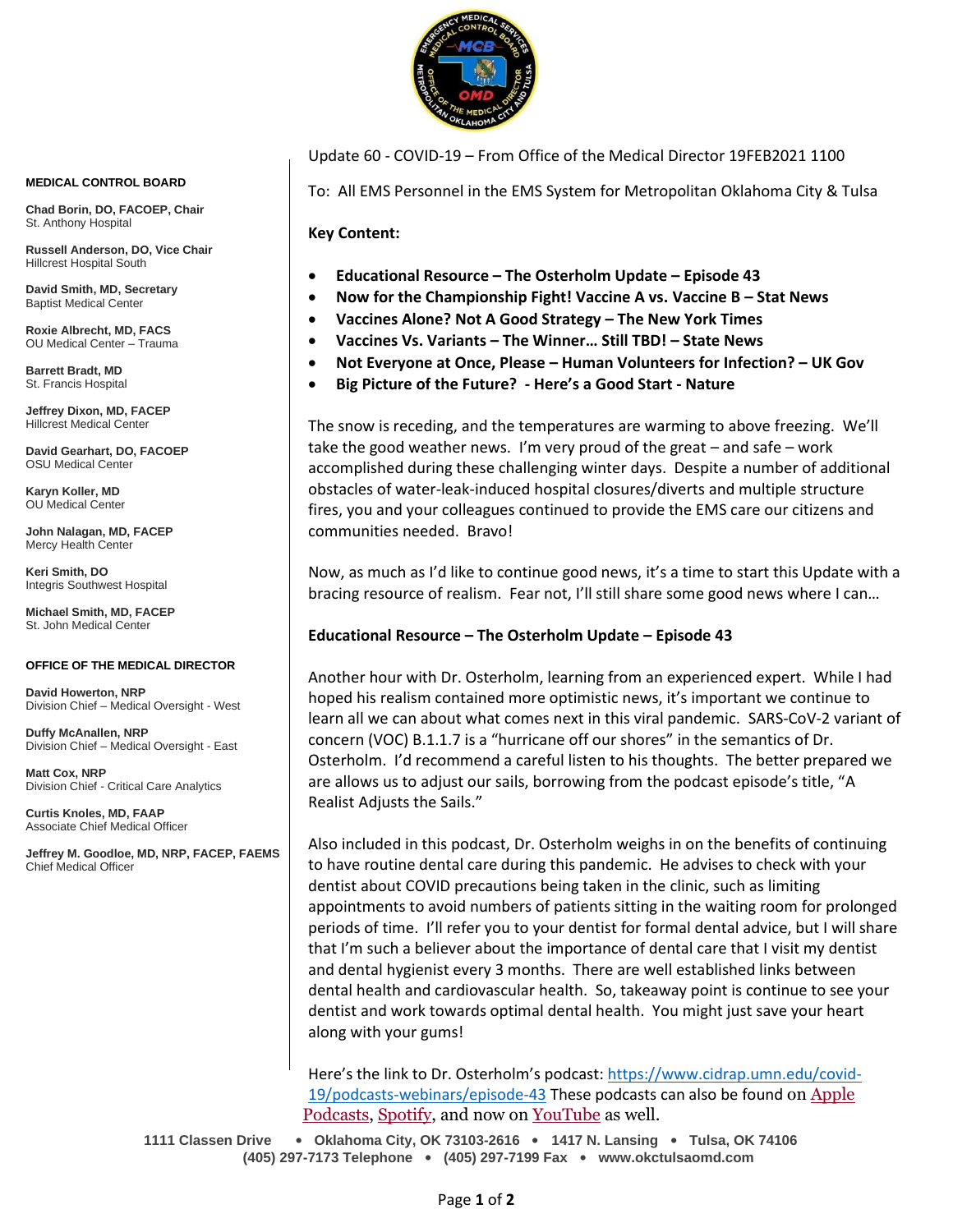Update 60 - COVID-19 – From Office of the Medical Director 19FEB2021 1100

To: All EMS Personnel in the EMS System for Metropolitan Oklahoma City & Tulsa

**Key Content:**

- **Educational Resource – The Osterholm Update – Episode 43**
- **Now for the Championship Fight! Vaccine A vs. Vaccine B – Stat News**
- **Vaccines Alone? Not A Good Strategy – The New York Times**
- **Vaccines Vs. Variants – The Winner… Still TBD! – State News**
- **Not Everyone at Once, Please – Human Volunteers for Infection? – UK Gov**
- **Big Picture of the Future? - Here's a Good Start - Nature**

The snow is receding, and the temperatures are warming to above freezing. We'll take the good weather news. I'm very proud of the great – and safe – work accomplished during these challenging winter days. Despite a number of additional obstacles of water-leak-induced hospital closures/diverts and multiple structure fires, you and your colleagues continued to provide the EMS care our citizens and communities needed. Bravo!

Now, as much as I'd like to continue good news, it's a time to start this Update with a bracing resource of realism. Fear not, I'll still share some good news where I can…

**Educational Resource – The Osterholm Update – Episode 43**

Another hour with Dr. Osterholm, learning from an experienced expert. While I had hoped his realism contained more optimistic news, it's important we continue to learn all we can about what comes next in this viral pandemic. SARS-CoV-2 variant of concern (VOC) B.1.1.7 is a "hurricane off our shores" in the semantics of Dr. Osterholm. I'd recommend a careful listen to his thoughts. The better prepared we are allows us to adjust our sails, borrowing from the podcast episode's title, "A Realist Adjusts the Sails."

Also included in this podcast, Dr. Osterholm weighs in on the benefits of continuing to have routine dental care during this pandemic. He advises to check with your dentist about COVID precautions being taken in the clinic, such as limiting appointments to avoid numbers of patients sitting in the waiting room for prolonged periods of time. I'll refer you to your dentist for formal dental advice, but I will share that I'm such a believer about the importance of dental care that I visit my dentist and dental hygienist every 3 months. There are well established links between dental health and cardiovascular health. So, takeaway point is continue to see your dentist and work towards optimal dental health. You might just save your heart along with your gums!

Here's the link to Dr. Osterholm's podcast: https://www.cidrap.umn.edu/covid-19/podcasts-webinars/episode-43 These podcasts can also be found on Apple Podcasts, Spotify, and now on YouTube as well.

**MEDICAL CONTROL BOARD**

**Chad Borin, DO, FACOEP, Chair**
St. Anthony Hospital

**Russell Anderson, DO, Vice Chair**
Hillcrest Hospital South

**David Smith, MD, Secretary**
Baptist Medical Center

**Roxie Albrecht, MD, FACS**
OU Medical Center – Trauma

**Barrett Bradt, MD**
St. Francis Hospital

**Jeffrey Dixon, MD, FACEP**
Hillcrest Medical Center

**David Gearhart, DO, FACOEP**
OSU Medical Center

**Karyn Koller, MD**
OU Medical Center

**John Nalagan, MD, FACEP**
Mercy Health Center

**Keri Smith, DO**
Integris Southwest Hospital

**Michael Smith, MD, FACEP**
St. John Medical Center

**OFFICE OF THE MEDICAL DIRECTOR**

**David Howerton, NRP**
Division Chief – Medical Oversight - West

**Duffy McAnallen, NRP**
Division Chief – Medical Oversight - East

**Matt Cox, NRP**
Division Chief - Critical Care Analytics

**Curtis Knoles, MD, FAAP**
Associate Chief Medical Officer

**Jeffrey M. Goodloe, MD, NRP, FACEP, FAEMS**
Chief Medical Officer

1111 Classen Drive • Oklahoma City, OK 73103-2616 • 1417 N. Lansing • Tulsa, OK 74106
(405) 297-7173 Telephone • (405) 297-7199 Fax • www.okctulsaomd.com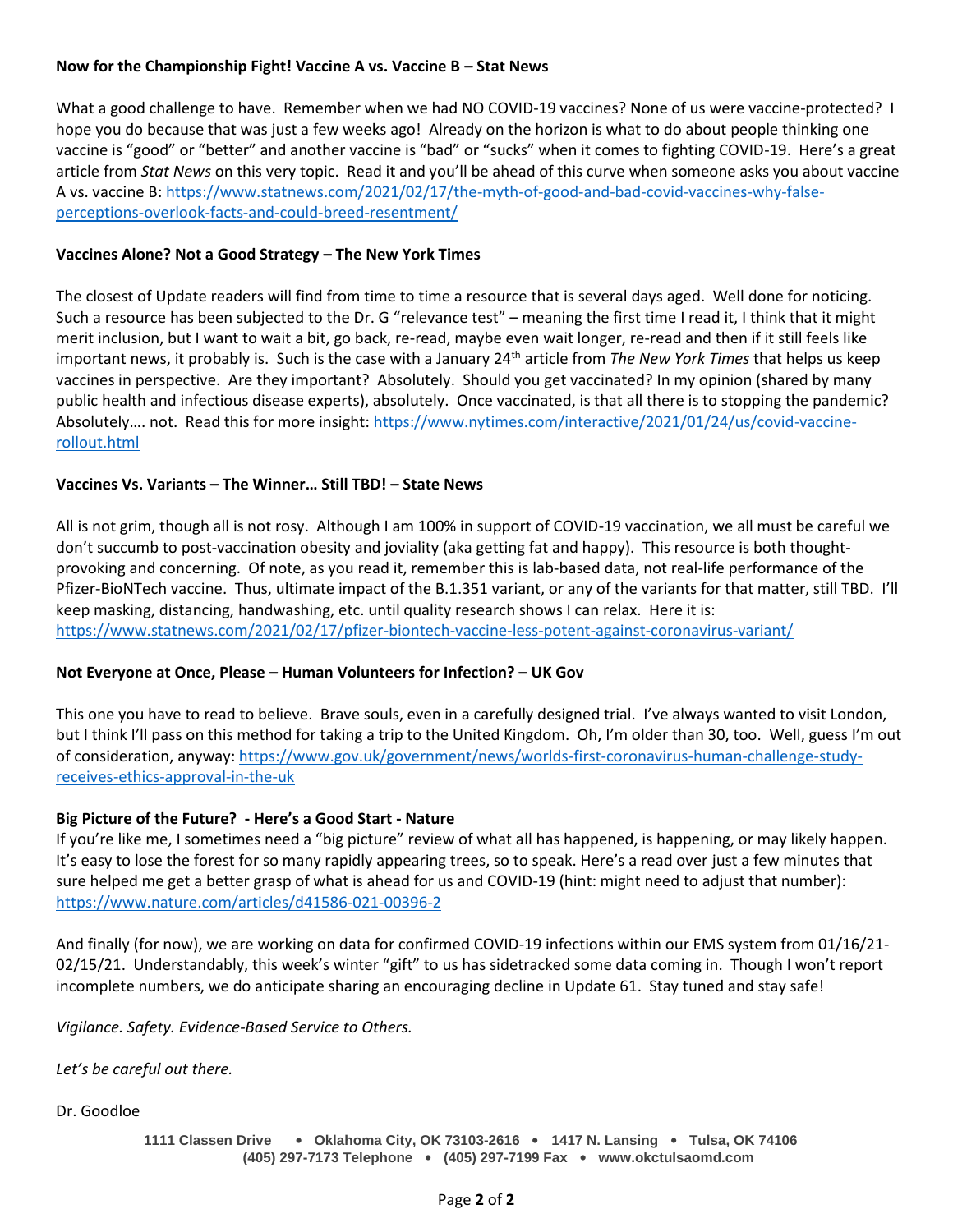**Now for the Championship Fight! Vaccine A vs. Vaccine B – Stat News**

What a good challenge to have. Remember when we had NO COVID-19 vaccines? None of us were vaccine-protected? I hope you do because that was just a few weeks ago! Already on the horizon is what to do about people thinking one vaccine is "good" or "better" and another vaccine is "bad" or "sucks" when it comes to fighting COVID-19. Here's a great article from *Stat News* on this very topic. Read it and you'll be ahead of this curve when someone asks you about vaccine A vs. vaccine B: https://www.statnews.com/2021/02/17/the-myth-of-good-and-bad-covid-vaccines-why-false-perceptions-overlook-facts-and-could-breed-resentment/

**Vaccines Alone? Not a Good Strategy – The New York Times**

The closest of Update readers will find from time to time a resource that is several days aged. Well done for noticing. Such a resource has been subjected to the Dr. G "relevance test" – meaning the first time I read it, I think that it might merit inclusion, but I want to wait a bit, go back, re-read, maybe even wait longer, re-read and then if it still feels like important news, it probably is. Such is the case with a January 24th article from *The New York Times* that helps us keep vaccines in perspective. Are they important? Absolutely. Should you get vaccinated? In my opinion (shared by many public health and infectious disease experts), absolutely. Once vaccinated, is that all there is to stopping the pandemic? Absolutely…. not. Read this for more insight: https://www.nytimes.com/interactive/2021/01/24/us/covid-vaccine-rollout.html

**Vaccines Vs. Variants – The Winner… Still TBD! – State News**

All is not grim, though all is not rosy. Although I am 100% in support of COVID-19 vaccination, we all must be careful we don't succumb to post-vaccination obesity and joviality (aka getting fat and happy). This resource is both thought-provoking and concerning. Of note, as you read it, remember this is lab-based data, not real-life performance of the Pfizer-BioNTech vaccine. Thus, ultimate impact of the B.1.351 variant, or any of the variants for that matter, still TBD. I'll keep masking, distancing, handwashing, etc. until quality research shows I can relax. Here it is: https://www.statnews.com/2021/02/17/pfizer-biontech-vaccine-less-potent-against-coronavirus-variant/

**Not Everyone at Once, Please – Human Volunteers for Infection? – UK Gov**

This one you have to read to believe. Brave souls, even in a carefully designed trial. I've always wanted to visit London, but I think I'll pass on this method for taking a trip to the United Kingdom. Oh, I'm older than 30, too. Well, guess I'm out of consideration, anyway: https://www.gov.uk/government/news/worlds-first-coronavirus-human-challenge-study-receives-ethics-approval-in-the-uk

**Big Picture of the Future? - Here's a Good Start - Nature**

If you're like me, I sometimes need a "big picture" review of what all has happened, is happening, or may likely happen. It's easy to lose the forest for so many rapidly appearing trees, so to speak. Here's a read over just a few minutes that sure helped me get a better grasp of what is ahead for us and COVID-19 (hint: might need to adjust that number): https://www.nature.com/articles/d41586-021-00396-2

And finally (for now), we are working on data for confirmed COVID-19 infections within our EMS system from 01/16/21-02/15/21. Understandably, this week's winter "gift" to us has sidetracked some data coming in. Though I won't report incomplete numbers, we do anticipate sharing an encouraging decline in Update 61. Stay tuned and stay safe!

*Vigilance. Safety. Evidence-Based Service to Others.*

*Let's be careful out there.*

Dr. Goodloe

1111 Classen Drive • Oklahoma City, OK 73103-2616 • 1417 N. Lansing • Tulsa, OK 74106
(405) 297-7173 Telephone • (405) 297-7199 Fax • www.okctulsaomd.com